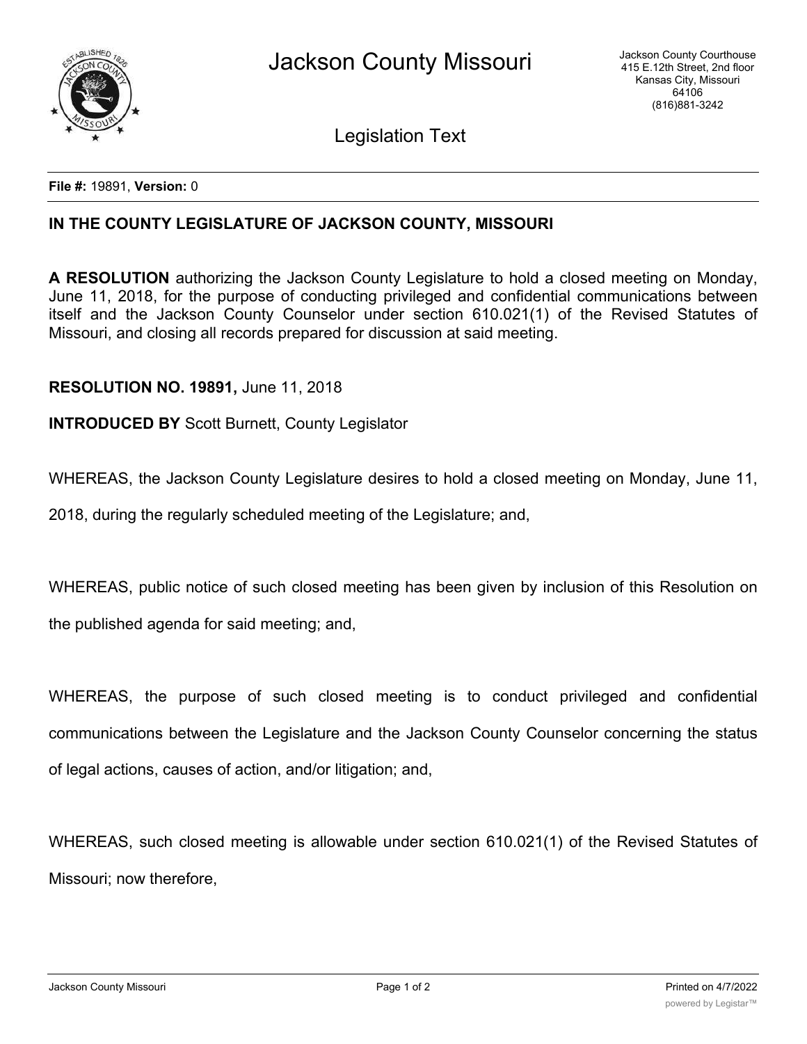# Jackson County Missouri

Jackson County Courthouse
415 E.12th Street, 2nd floor
Kansas City, Missouri
64106
(816)881-3242

## Legislation Text

**File #:** 19891, **Version:** 0

**IN THE COUNTY LEGISLATURE OF JACKSON COUNTY, MISSOURI**

**A RESOLUTION** authorizing the Jackson County Legislature to hold a closed meeting on Monday, June 11, 2018, for the purpose of conducting privileged and confidential communications between itself and the Jackson County Counselor under section 610.021(1) of the Revised Statutes of Missouri, and closing all records prepared for discussion at said meeting.

**RESOLUTION NO. 19891,** June 11, 2018

**INTRODUCED BY** Scott Burnett, County Legislator

WHEREAS, the Jackson County Legislature desires to hold a closed meeting on Monday, June 11, 2018, during the regularly scheduled meeting of the Legislature; and,

WHEREAS, public notice of such closed meeting has been given by inclusion of this Resolution on the published agenda for said meeting; and,

WHEREAS, the purpose of such closed meeting is to conduct privileged and confidential communications between the Legislature and the Jackson County Counselor concerning the status of legal actions, causes of action, and/or litigation; and,

WHEREAS, such closed meeting is allowable under section 610.021(1) of the Revised Statutes of Missouri; now therefore,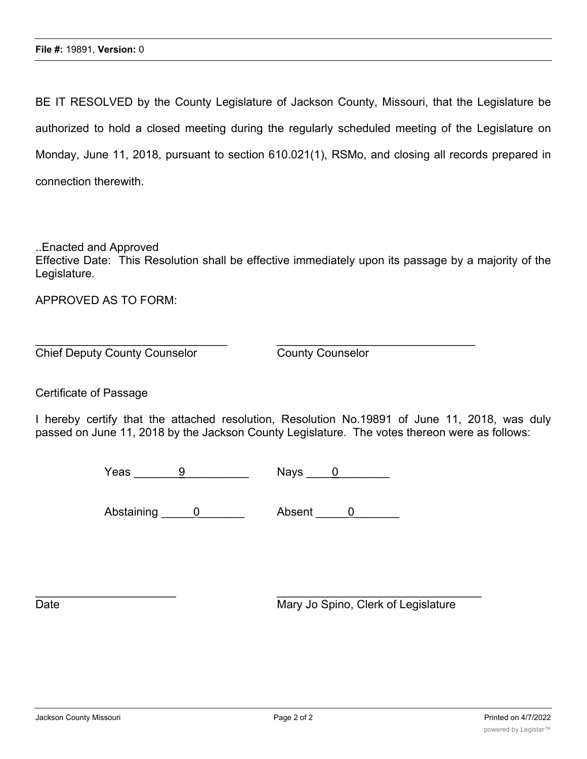BE IT RESOLVED by the County Legislature of Jackson County, Missouri, that the Legislature be authorized to hold a closed meeting during the regularly scheduled meeting of the Legislature on Monday, June 11, 2018, pursuant to section 610.021(1), RSMo, and closing all records prepared in connection therewith.

..Enacted and Approved
Effective Date: This Resolution shall be effective immediately upon its passage by a majority of the Legislature.

APPROVED AS TO FORM:

______________________________ Chief Deputy County Counselor

______________________________ County Counselor

Certificate of Passage

I hereby certify that the attached resolution, Resolution No.19891 of June 11, 2018, was duly passed on June 11, 2018 by the Jackson County Legislature. The votes thereon were as follows:

Yeas _______9_________ Nays ____0________

Abstaining _____0_______ Absent _____0_______

______________________ Date

______________________________ Mary Jo Spino, Clerk of Legislature